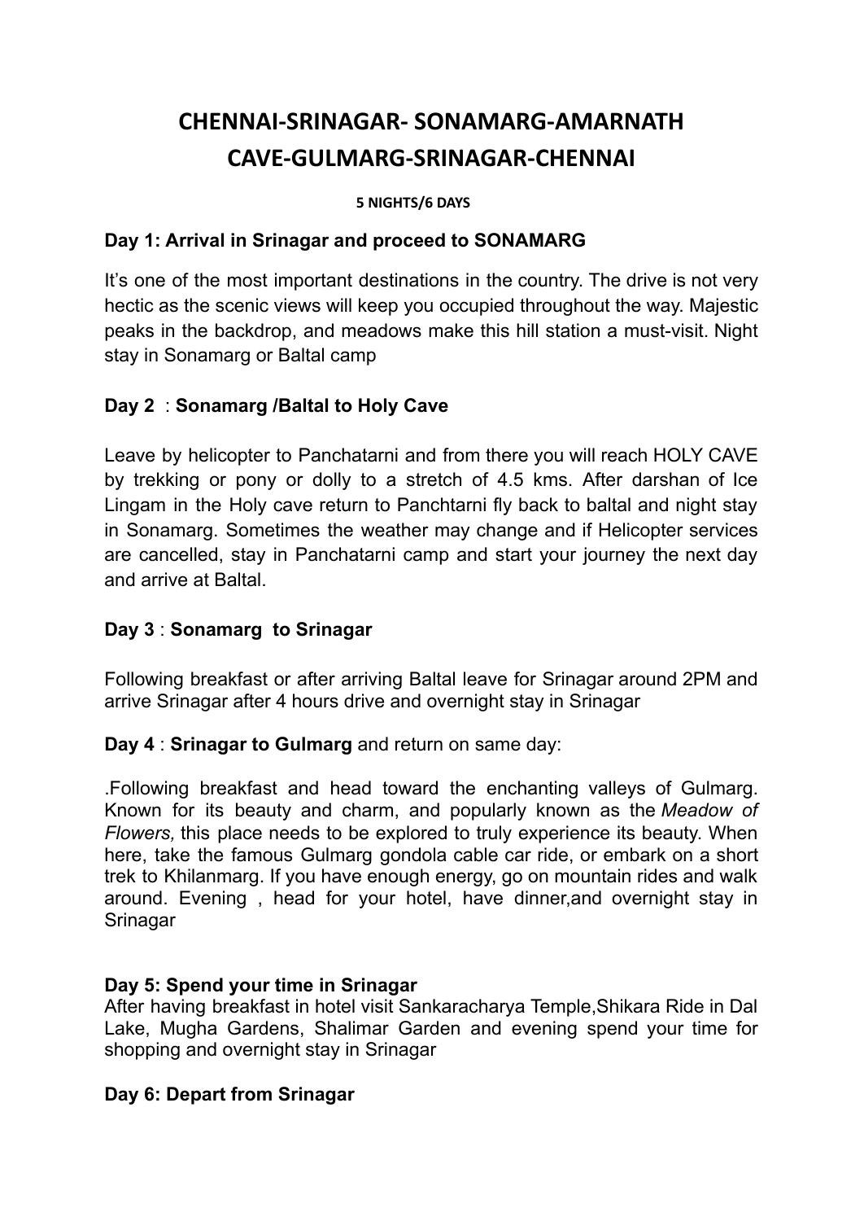# CHENNAI-SRINAGAR- SONAMARG-AMARNATH CAVE-GULMARG-SRINAGAR-CHENNAI

**5 NIGHTS/6 DAYS**

### Day 1: Arrival in Srinagar and proceed to SONAMARG

It's one of the most important destinations in the country. The drive is not very hectic as the scenic views will keep you occupied throughout the way. Majestic peaks in the backdrop, and meadows make this hill station a must-visit. Night stay in Sonamarg or Baltal camp

### Day 2 : Sonamarg /Baltal to Holy Cave

Leave by helicopter to Panchatarni and from there you will reach HOLY CAVE by trekking or pony or dolly to a stretch of 4.5 kms. After darshan of Ice Lingam in the Holy cave return to Panchtarni fly back to baltal and night stay in Sonamarg. Sometimes the weather may change and if Helicopter services are cancelled, stay in Panchatarni camp and start your journey the next day and arrive at Baltal.

### Day 3 : Sonamarg to Srinagar

Following breakfast or after arriving Baltal leave for Srinagar around 2PM and arrive Srinagar after 4 hours drive and overnight stay in Srinagar

**Day 4** : **Srinagar to Gulmarg** and return on same day:

.Following breakfast and head toward the enchanting valleys of Gulmarg. Known for its beauty and charm, and popularly known as the *Meadow of Flowers,* this place needs to be explored to truly experience its beauty. When here, take the famous Gulmarg gondola cable car ride, or embark on a short trek to Khilanmarg. If you have enough energy, go on mountain rides and walk around. Evening , head for your hotel, have dinner,and overnight stay in Srinagar

### Day 5: Spend your time in Srinagar

After having breakfast in hotel visit Sankaracharya Temple,Shikara Ride in Dal Lake, Mugha Gardens, Shalimar Garden and evening spend your time for shopping and overnight stay in Srinagar

### Day 6: Depart from Srinagar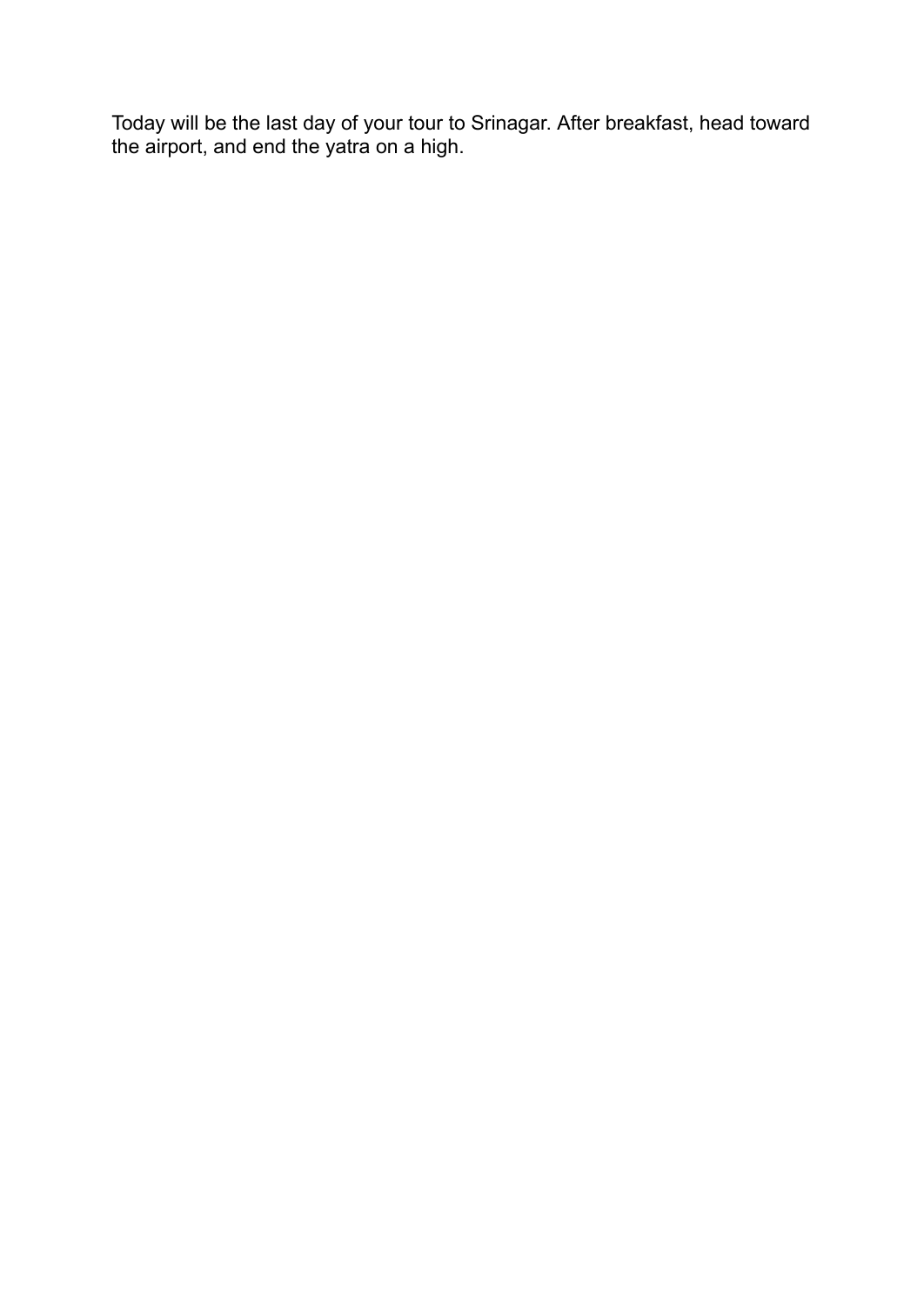Today will be the last day of your tour to Srinagar. After breakfast, head toward the airport, and end the yatra on a high.